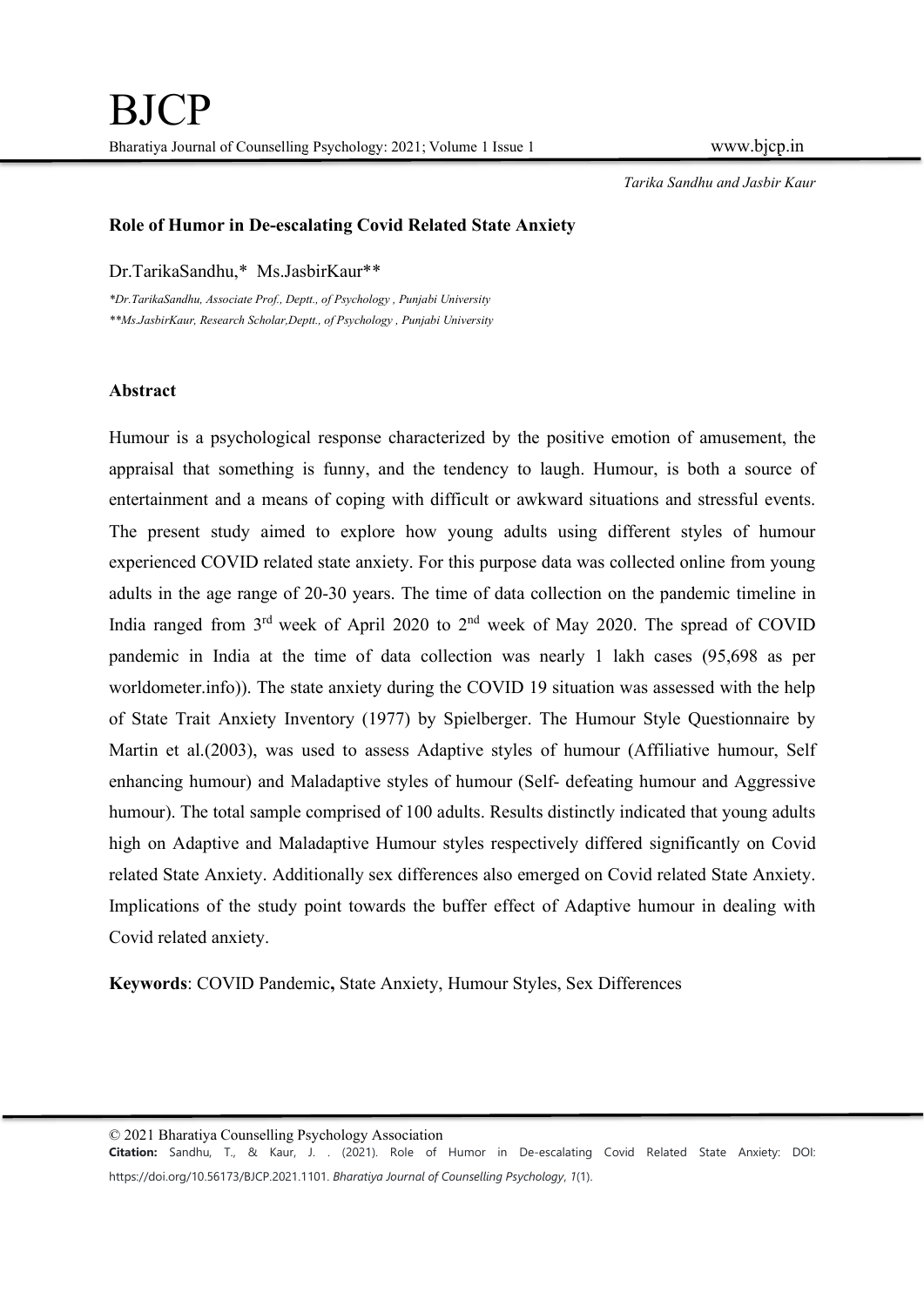# Role of Humor in De-escalating Covid Related State Anxiety

Dr.TarikaSandhu,* Ms.JasbirKaur**

*\*Dr.TarikaSandhu, Associate Prof., Deptt., of Psychology , Punjabi University*

*\*\*Ms.JasbirKaur, Research Scholar,Deptt., of Psychology , Punjabi University*

## Abstract

Humour is a psychological response characterized by the positive emotion of amusement, the appraisal that something is funny, and the tendency to laugh. Humour, is both a source of entertainment and a means of coping with difficult or awkward situations and stressful events. The present study aimed to explore how young adults using different styles of humour experienced COVID related state anxiety. For this purpose data was collected online from young adults in the age range of 20-30 years. The time of data collection on the pandemic timeline in India ranged from 3rd week of April 2020 to 2nd week of May 2020. The spread of COVID pandemic in India at the time of data collection was nearly 1 lakh cases (95,698 as per worldometer.info)). The state anxiety during the COVID 19 situation was assessed with the help of State Trait Anxiety Inventory (1977) by Spielberger. The Humour Style Questionnaire by Martin et al.(2003), was used to assess Adaptive styles of humour (Affiliative humour, Self enhancing humour) and Maladaptive styles of humour (Self- defeating humour and Aggressive humour). The total sample comprised of 100 adults. Results distinctly indicated that young adults high on Adaptive and Maladaptive Humour styles respectively differed significantly on Covid related State Anxiety. Additionally sex differences also emerged on Covid related State Anxiety. Implications of the study point towards the buffer effect of Adaptive humour in dealing with Covid related anxiety.

**Keywords**: COVID Pandemic**,** State Anxiety, Humour Styles, Sex Differences

© 2021 Bharatiya Counselling Psychology Association

**Citation:** Sandhu, T., & Kaur, J. . (2021). Role of Humor in De-escalating Covid Related State Anxiety: DOI: https://doi.org/10.56173/BJCP.2021.1101. *Bharatiya Journal of Counselling Psychology*, *1*(1).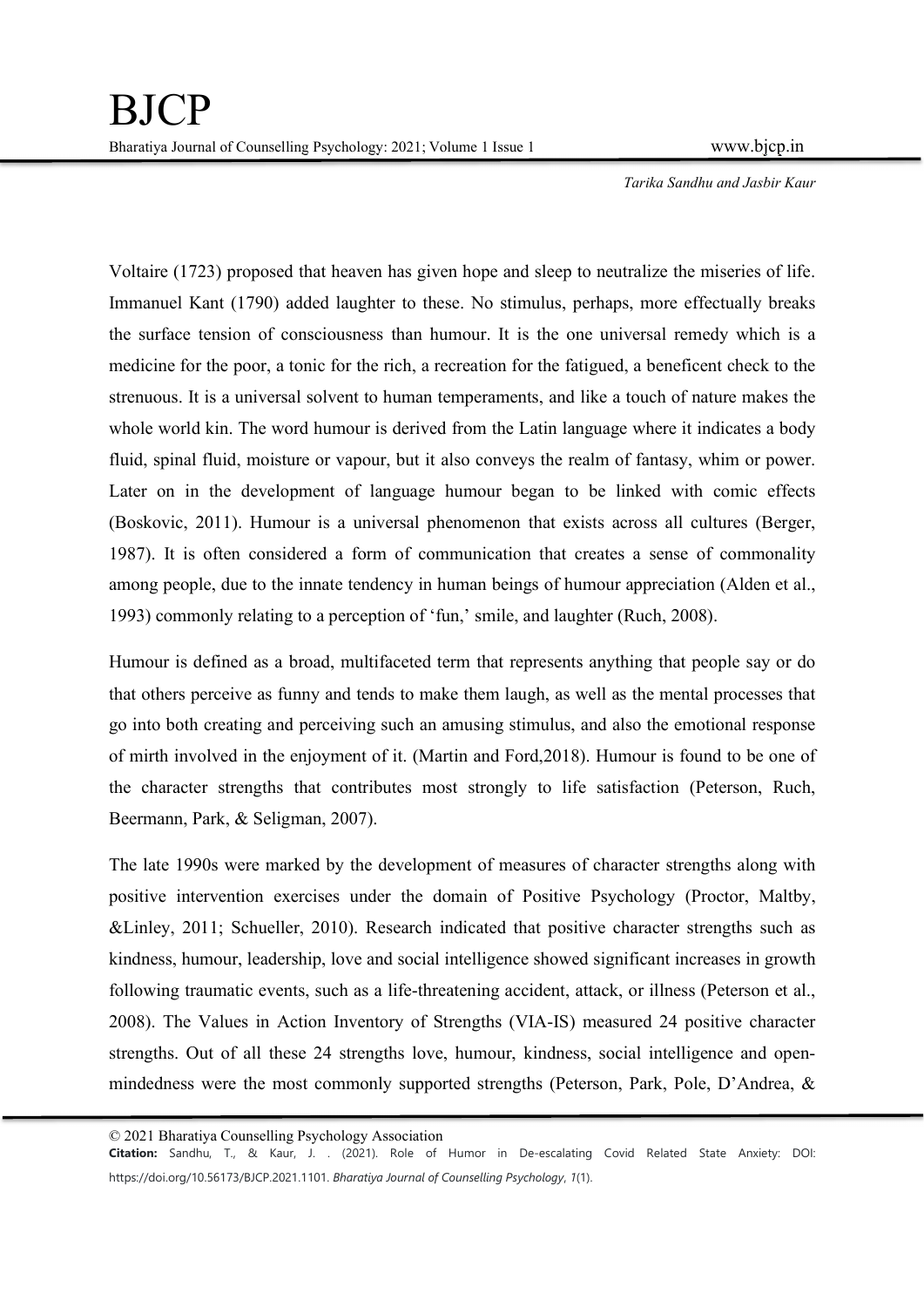Voltaire (1723) proposed that heaven has given hope and sleep to neutralize the miseries of life. Immanuel Kant (1790) added laughter to these. No stimulus, perhaps, more effectually breaks the surface tension of consciousness than humour. It is the one universal remedy which is a medicine for the poor, a tonic for the rich, a recreation for the fatigued, a beneficent check to the strenuous. It is a universal solvent to human temperaments, and like a touch of nature makes the whole world kin. The word humour is derived from the Latin language where it indicates a body fluid, spinal fluid, moisture or vapour, but it also conveys the realm of fantasy, whim or power. Later on in the development of language humour began to be linked with comic effects (Boskovic, 2011). Humour is a universal phenomenon that exists across all cultures (Berger, 1987). It is often considered a form of communication that creates a sense of commonality among people, due to the innate tendency in human beings of humour appreciation (Alden et al., 1993) commonly relating to a perception of 'fun,' smile, and laughter (Ruch, 2008).

Humour is defined as a broad, multifaceted term that represents anything that people say or do that others perceive as funny and tends to make them laugh, as well as the mental processes that go into both creating and perceiving such an amusing stimulus, and also the emotional response of mirth involved in the enjoyment of it. (Martin and Ford,2018). Humour is found to be one of the character strengths that contributes most strongly to life satisfaction (Peterson, Ruch, Beermann, Park, & Seligman, 2007).

The late 1990s were marked by the development of measures of character strengths along with positive intervention exercises under the domain of Positive Psychology (Proctor, Maltby, &Linley, 2011; Schueller, 2010). Research indicated that positive character strengths such as kindness, humour, leadership, love and social intelligence showed significant increases in growth following traumatic events, such as a life-threatening accident, attack, or illness (Peterson et al., 2008). The Values in Action Inventory of Strengths (VIA-IS) measured 24 positive character strengths. Out of all these 24 strengths love, humour, kindness, social intelligence and open-mindedness were the most commonly supported strengths (Peterson, Park, Pole, D'Andrea, &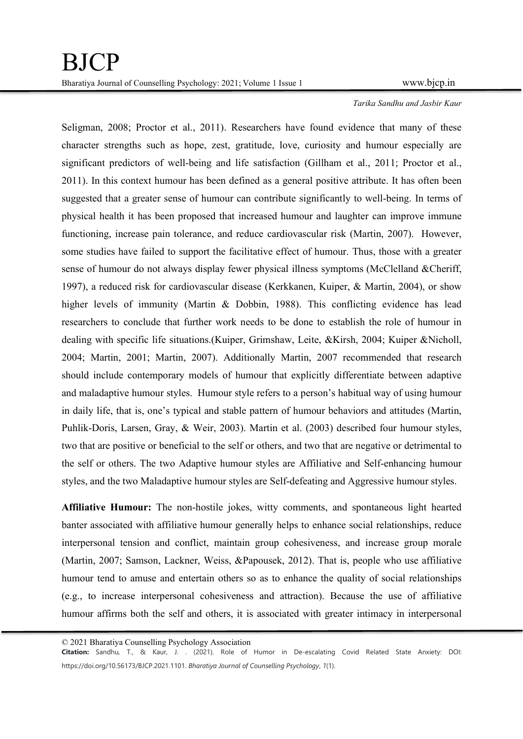Seligman, 2008; Proctor et al., 2011). Researchers have found evidence that many of these character strengths such as hope, zest, gratitude, love, curiosity and humour especially are significant predictors of well-being and life satisfaction (Gillham et al., 2011; Proctor et al., 2011). In this context humour has been defined as a general positive attribute. It has often been suggested that a greater sense of humour can contribute significantly to well-being. In terms of physical health it has been proposed that increased humour and laughter can improve immune functioning, increase pain tolerance, and reduce cardiovascular risk (Martin, 2007). However, some studies have failed to support the facilitative effect of humour. Thus, those with a greater sense of humour do not always display fewer physical illness symptoms (McClelland &Cheriff, 1997), a reduced risk for cardiovascular disease (Kerkkanen, Kuiper, & Martin, 2004), or show higher levels of immunity (Martin & Dobbin, 1988). This conflicting evidence has lead researchers to conclude that further work needs to be done to establish the role of humour in dealing with specific life situations.(Kuiper, Grimshaw, Leite, &Kirsh, 2004; Kuiper &Nicholl, 2004; Martin, 2001; Martin, 2007). Additionally Martin, 2007 recommended that research should include contemporary models of humour that explicitly differentiate between adaptive and maladaptive humour styles. Humour style refers to a person's habitual way of using humour in daily life, that is, one's typical and stable pattern of humour behaviors and attitudes (Martin, Puhlik-Doris, Larsen, Gray, & Weir, 2003). Martin et al. (2003) described four humour styles, two that are positive or beneficial to the self or others, and two that are negative or detrimental to the self or others. The two Adaptive humour styles are Affiliative and Self-enhancing humour styles, and the two Maladaptive humour styles are Self-defeating and Aggressive humour styles.

**Affiliative Humour:** The non-hostile jokes, witty comments, and spontaneous light hearted banter associated with affiliative humour generally helps to enhance social relationships, reduce interpersonal tension and conflict, maintain group cohesiveness, and increase group morale (Martin, 2007; Samson, Lackner, Weiss, &Papousek, 2012). That is, people who use affiliative humour tend to amuse and entertain others so as to enhance the quality of social relationships (e.g., to increase interpersonal cohesiveness and attraction). Because the use of affiliative humour affirms both the self and others, it is associated with greater intimacy in interpersonal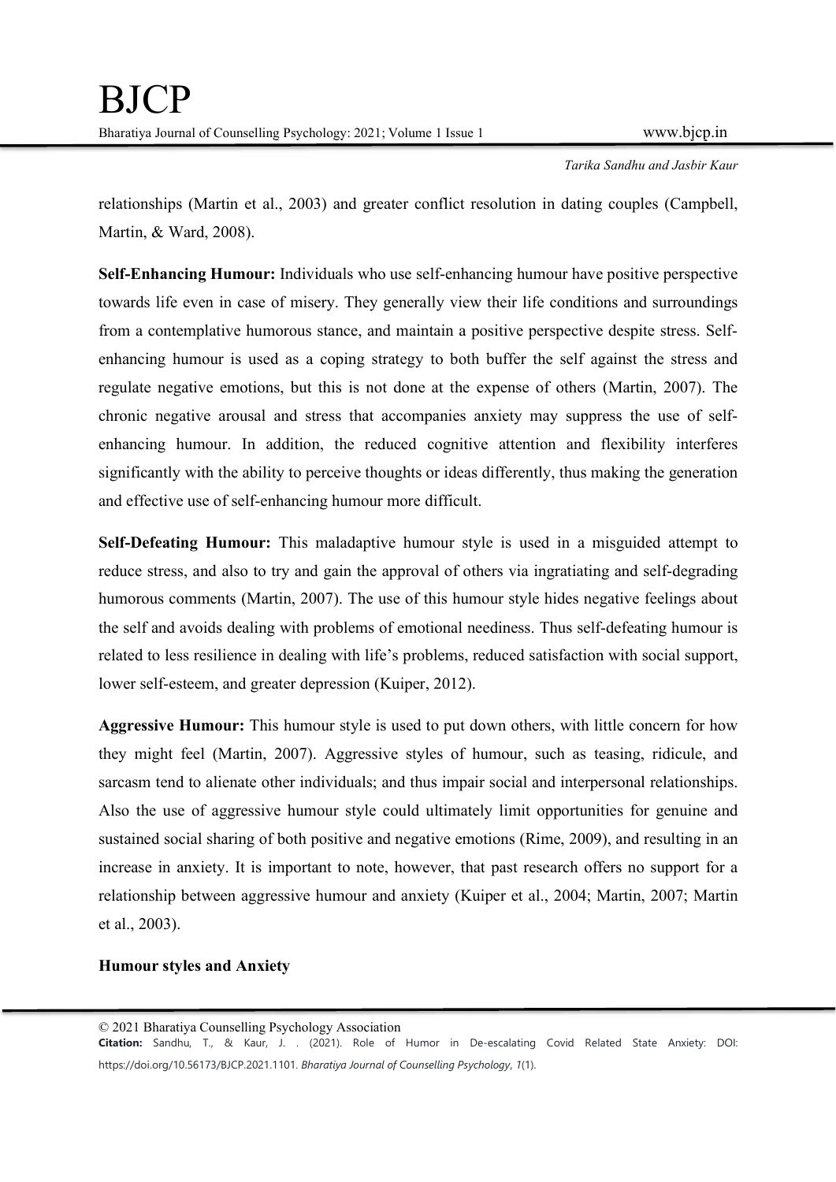relationships (Martin et al., 2003) and greater conflict resolution in dating couples (Campbell, Martin, & Ward, 2008).

**Self-Enhancing Humour:** Individuals who use self-enhancing humour have positive perspective towards life even in case of misery. They generally view their life conditions and surroundings from a contemplative humorous stance, and maintain a positive perspective despite stress. Self-enhancing humour is used as a coping strategy to both buffer the self against the stress and regulate negative emotions, but this is not done at the expense of others (Martin, 2007). The chronic negative arousal and stress that accompanies anxiety may suppress the use of self-enhancing humour. In addition, the reduced cognitive attention and flexibility interferes significantly with the ability to perceive thoughts or ideas differently, thus making the generation and effective use of self-enhancing humour more difficult.

**Self-Defeating Humour:** This maladaptive humour style is used in a misguided attempt to reduce stress, and also to try and gain the approval of others via ingratiating and self-degrading humorous comments (Martin, 2007). The use of this humour style hides negative feelings about the self and avoids dealing with problems of emotional neediness. Thus self-defeating humour is related to less resilience in dealing with life's problems, reduced satisfaction with social support, lower self-esteem, and greater depression (Kuiper, 2012).

**Aggressive Humour:** This humour style is used to put down others, with little concern for how they might feel (Martin, 2007). Aggressive styles of humour, such as teasing, ridicule, and sarcasm tend to alienate other individuals; and thus impair social and interpersonal relationships. Also the use of aggressive humour style could ultimately limit opportunities for genuine and sustained social sharing of both positive and negative emotions (Rime, 2009), and resulting in an increase in anxiety. It is important to note, however, that past research offers no support for a relationship between aggressive humour and anxiety (Kuiper et al., 2004; Martin, 2007; Martin et al., 2003).

**Humour styles and Anxiety**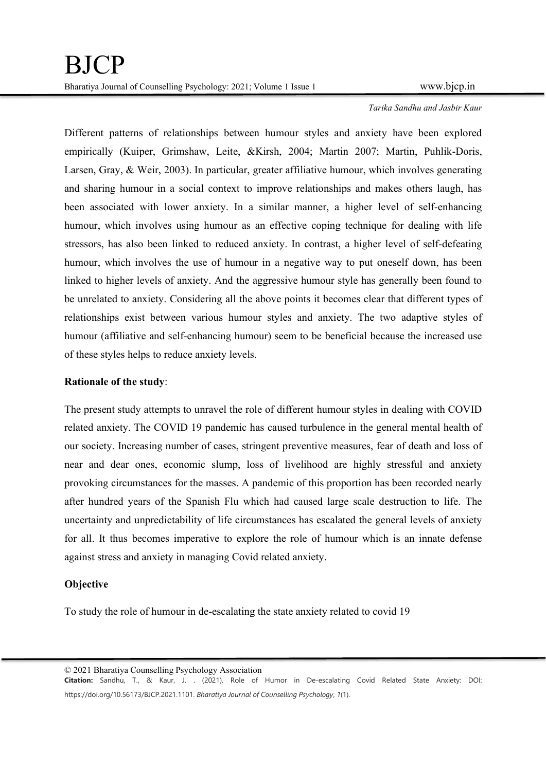Different patterns of relationships between humour styles and anxiety have been explored empirically (Kuiper, Grimshaw, Leite, &Kirsh, 2004; Martin 2007; Martin, Puhlik-Doris, Larsen, Gray, & Weir, 2003). In particular, greater affiliative humour, which involves generating and sharing humour in a social context to improve relationships and makes others laugh, has been associated with lower anxiety. In a similar manner, a higher level of self-enhancing humour, which involves using humour as an effective coping technique for dealing with life stressors, has also been linked to reduced anxiety. In contrast, a higher level of self-defeating humour, which involves the use of humour in a negative way to put oneself down, has been linked to higher levels of anxiety. And the aggressive humour style has generally been found to be unrelated to anxiety. Considering all the above points it becomes clear that different types of relationships exist between various humour styles and anxiety. The two adaptive styles of humour (affiliative and self-enhancing humour) seem to be beneficial because the increased use of these styles helps to reduce anxiety levels.

**Rationale of the study**:

The present study attempts to unravel the role of different humour styles in dealing with COVID related anxiety. The COVID 19 pandemic has caused turbulence in the general mental health of our society. Increasing number of cases, stringent preventive measures, fear of death and loss of near and dear ones, economic slump, loss of livelihood are highly stressful and anxiety provoking circumstances for the masses. A pandemic of this proportion has been recorded nearly after hundred years of the Spanish Flu which had caused large scale destruction to life. The uncertainty and unpredictability of life circumstances has escalated the general levels of anxiety for all. It thus becomes imperative to explore the role of humour which is an innate defense against stress and anxiety in managing Covid related anxiety.

**Objective**

To study the role of humour in de-escalating the state anxiety related to covid 19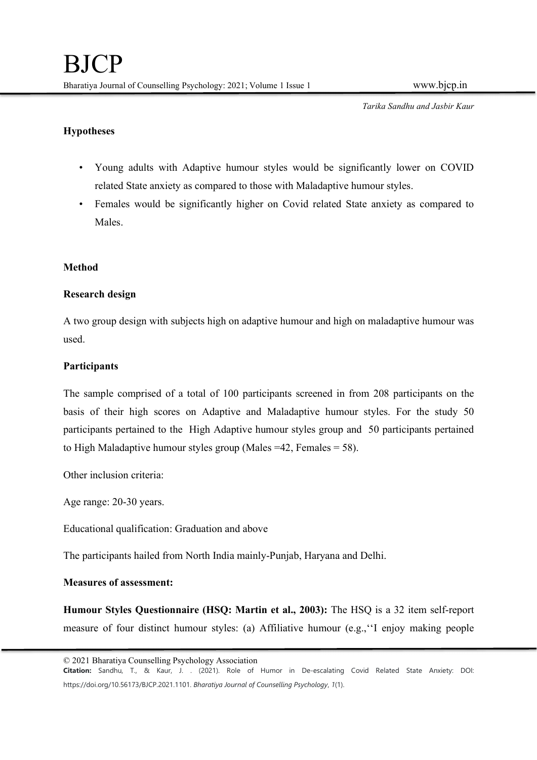### Hypotheses

- Young adults with Adaptive humour styles would be significantly lower on COVID related State anxiety as compared to those with Maladaptive humour styles.
- Females would be significantly higher on Covid related State anxiety as compared to Males.

### Method

### Research design

A two group design with subjects high on adaptive humour and high on maladaptive humour was used.

### Participants

The sample comprised of a total of 100 participants screened in from 208 participants on the basis of their high scores on Adaptive and Maladaptive humour styles. For the study 50 participants pertained to the High Adaptive humour styles group and 50 participants pertained to High Maladaptive humour styles group (Males =42, Females = 58).

Other inclusion criteria:

Age range: 20-30 years.

Educational qualification: Graduation and above

The participants hailed from North India mainly-Punjab, Haryana and Delhi.

### Measures of assessment:

**Humour Styles Questionnaire (HSQ: Martin et al., 2003):** The HSQ is a 32 item self-report measure of four distinct humour styles: (a) Affiliative humour (e.g.,''I enjoy making people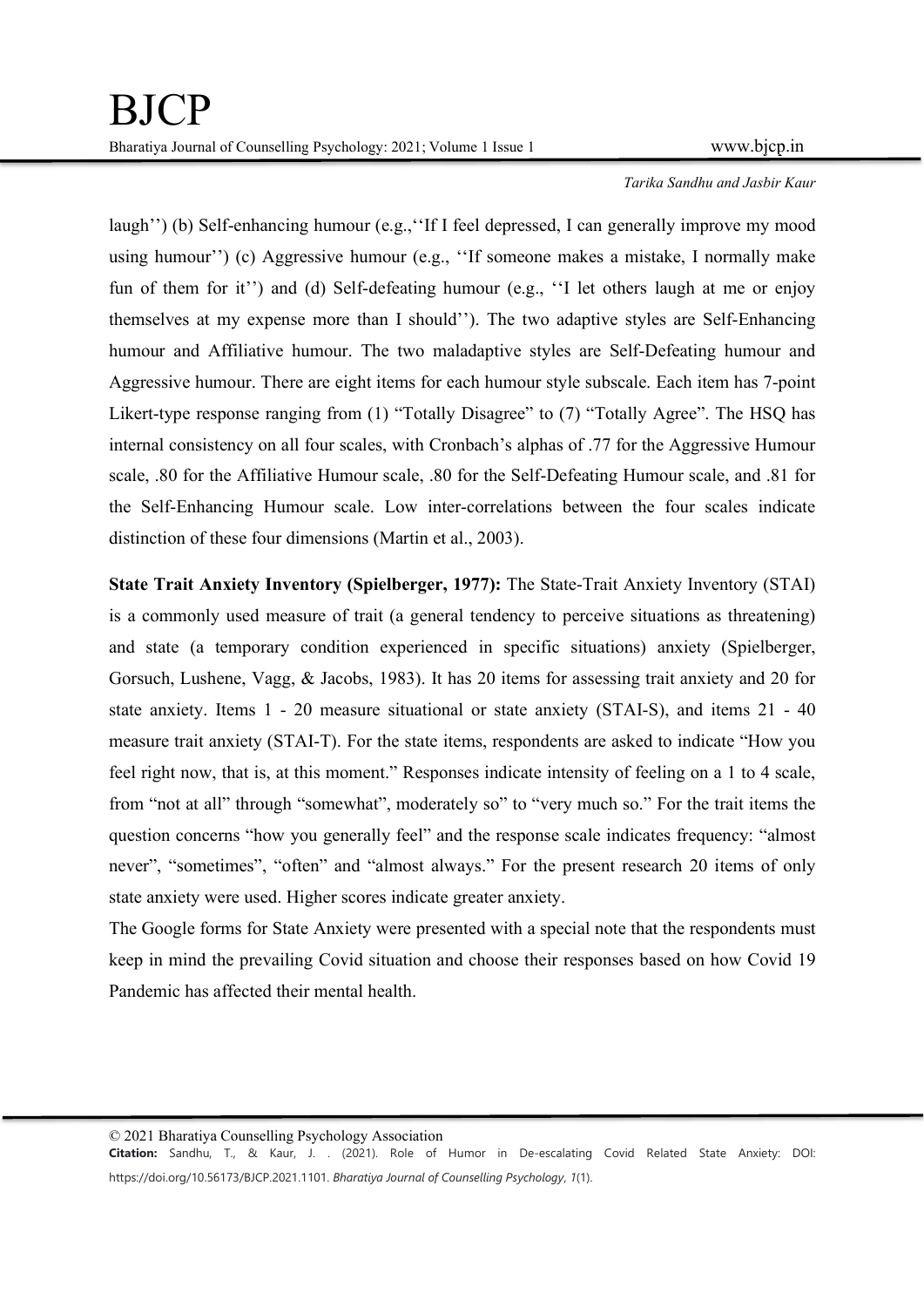laugh'') (b) Self-enhancing humour (e.g.,''If I feel depressed, I can generally improve my mood using humour'') (c) Aggressive humour (e.g., ''If someone makes a mistake, I normally make fun of them for it'') and (d) Self-defeating humour (e.g., ''I let others laugh at me or enjoy themselves at my expense more than I should''). The two adaptive styles are Self-Enhancing humour and Affiliative humour. The two maladaptive styles are Self-Defeating humour and Aggressive humour. There are eight items for each humour style subscale. Each item has 7-point Likert-type response ranging from (1) "Totally Disagree" to (7) "Totally Agree". The HSQ has internal consistency on all four scales, with Cronbach's alphas of .77 for the Aggressive Humour scale, .80 for the Affiliative Humour scale, .80 for the Self-Defeating Humour scale, and .81 for the Self-Enhancing Humour scale. Low inter-correlations between the four scales indicate distinction of these four dimensions (Martin et al., 2003).

**State Trait Anxiety Inventory (Spielberger, 1977):** The State-Trait Anxiety Inventory (STAI) is a commonly used measure of trait (a general tendency to perceive situations as threatening) and state (a temporary condition experienced in specific situations) anxiety (Spielberger, Gorsuch, Lushene, Vagg, & Jacobs, 1983). It has 20 items for assessing trait anxiety and 20 for state anxiety. Items 1 - 20 measure situational or state anxiety (STAI-S), and items 21 - 40 measure trait anxiety (STAI-T). For the state items, respondents are asked to indicate "How you feel right now, that is, at this moment." Responses indicate intensity of feeling on a 1 to 4 scale, from "not at all" through "somewhat", moderately so" to "very much so." For the trait items the question concerns "how you generally feel" and the response scale indicates frequency: "almost never", "sometimes", "often" and "almost always." For the present research 20 items of only state anxiety were used. Higher scores indicate greater anxiety.

The Google forms for State Anxiety were presented with a special note that the respondents must keep in mind the prevailing Covid situation and choose their responses based on how Covid 19 Pandemic has affected their mental health.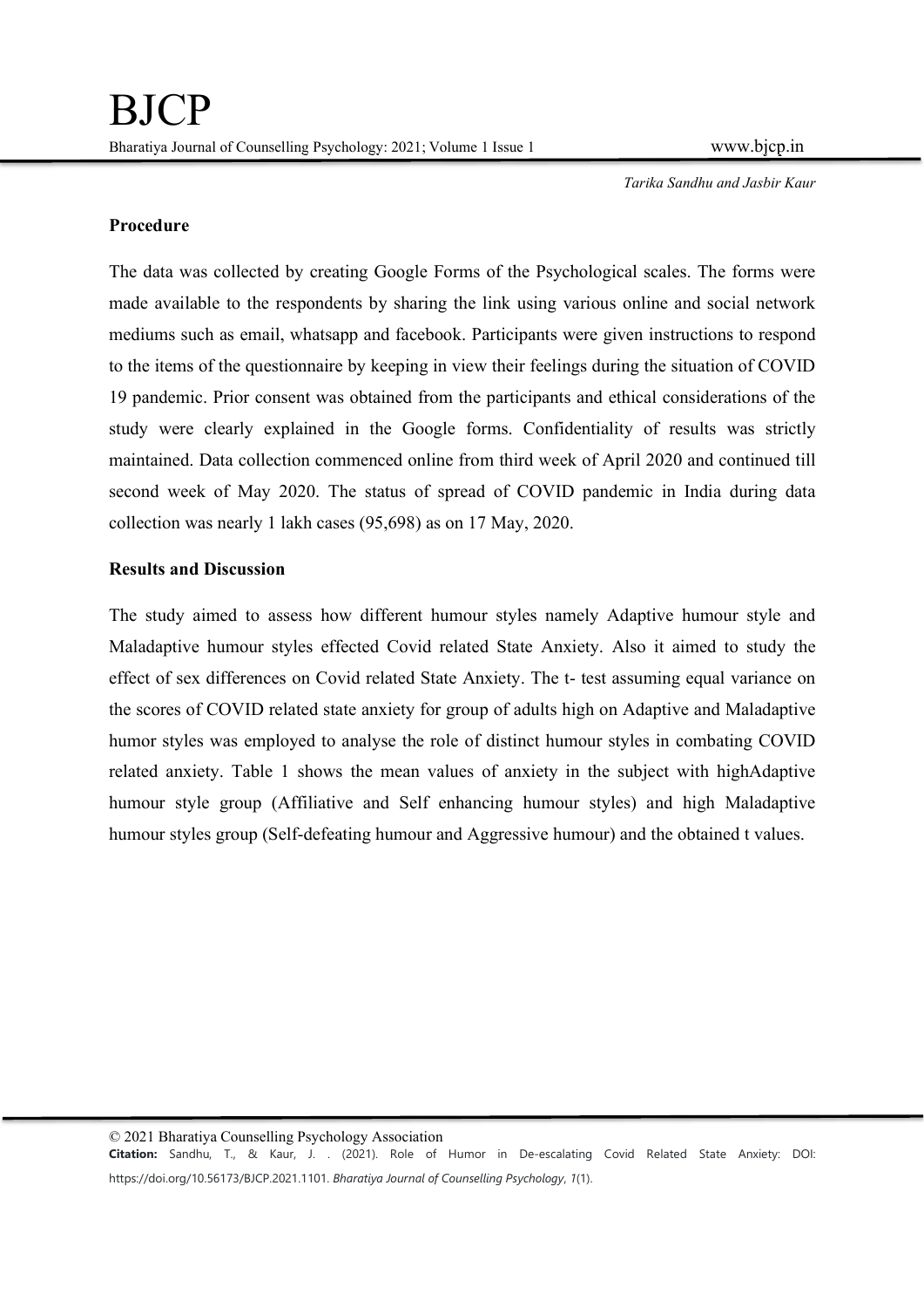## Procedure

The data was collected by creating Google Forms of the Psychological scales. The forms were made available to the respondents by sharing the link using various online and social network mediums such as email, whatsapp and facebook. Participants were given instructions to respond to the items of the questionnaire by keeping in view their feelings during the situation of COVID 19 pandemic. Prior consent was obtained from the participants and ethical considerations of the study were clearly explained in the Google forms. Confidentiality of results was strictly maintained. Data collection commenced online from third week of April 2020 and continued till second week of May 2020. The status of spread of COVID pandemic in India during data collection was nearly 1 lakh cases (95,698) as on 17 May, 2020.

## Results and Discussion

The study aimed to assess how different humour styles namely Adaptive humour style and Maladaptive humour styles effected Covid related State Anxiety. Also it aimed to study the effect of sex differences on Covid related State Anxiety. The t- test assuming equal variance on the scores of COVID related state anxiety for group of adults high on Adaptive and Maladaptive humor styles was employed to analyse the role of distinct humour styles in combating COVID related anxiety. Table 1 shows the mean values of anxiety in the subject with highAdaptive humour style group (Affiliative and Self enhancing humour styles) and high Maladaptive humour styles group (Self-defeating humour and Aggressive humour) and the obtained t values.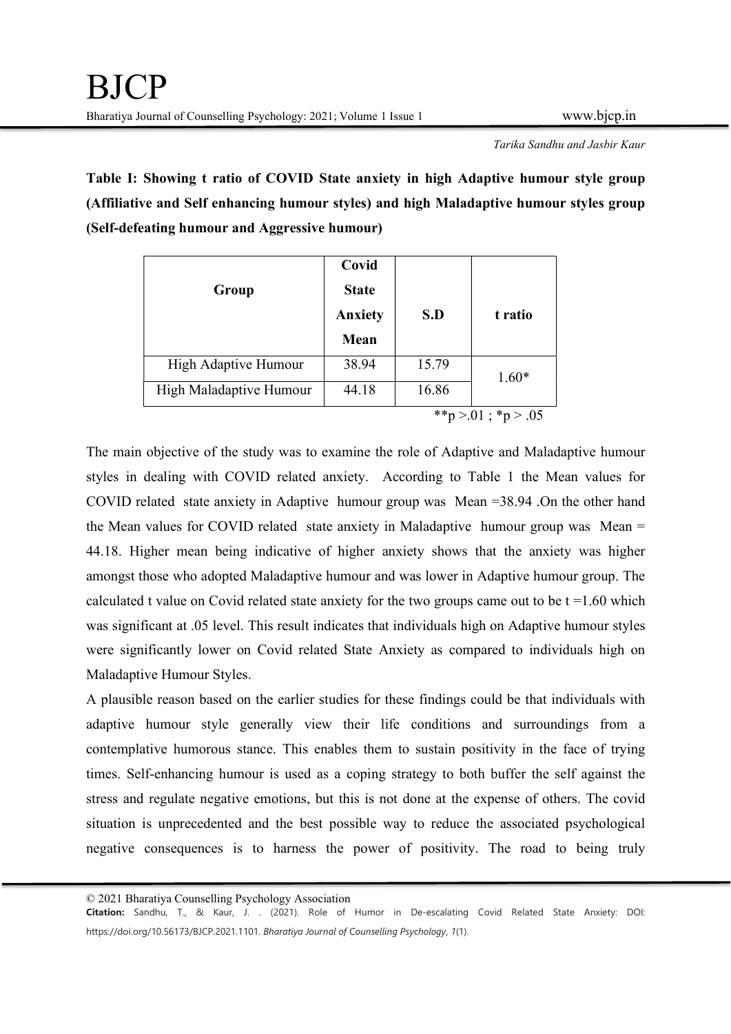**Table I: Showing t ratio of COVID State anxiety in high Adaptive humour style group (Affiliative and Self enhancing humour styles) and high Maladaptive humour styles group (Self-defeating humour and Aggressive humour)**

| Group | Covid State Anxiety Mean | S.D | t ratio |
|---|---|---|---|
| High Adaptive Humour | 38.94 | 15.79 | 1.60* |
| High Maladaptive Humour | 44.18 | 16.86 | |

**p >.01 ; *p > .05

The main objective of the study was to examine the role of Adaptive and Maladaptive humour styles in dealing with COVID related anxiety. According to Table 1 the Mean values for COVID related state anxiety in Adaptive humour group was Mean =38.94 .On the other hand the Mean values for COVID related state anxiety in Maladaptive humour group was Mean = 44.18. Higher mean being indicative of higher anxiety shows that the anxiety was higher amongst those who adopted Maladaptive humour and was lower in Adaptive humour group. The calculated t value on Covid related state anxiety for the two groups came out to be t =1.60 which was significant at .05 level. This result indicates that individuals high on Adaptive humour styles were significantly lower on Covid related State Anxiety as compared to individuals high on Maladaptive Humour Styles.

A plausible reason based on the earlier studies for these findings could be that individuals with adaptive humour style generally view their life conditions and surroundings from a contemplative humorous stance. This enables them to sustain positivity in the face of trying times. Self-enhancing humour is used as a coping strategy to both buffer the self against the stress and regulate negative emotions, but this is not done at the expense of others. The covid situation is unprecedented and the best possible way to reduce the associated psychological negative consequences is to harness the power of positivity. The road to being truly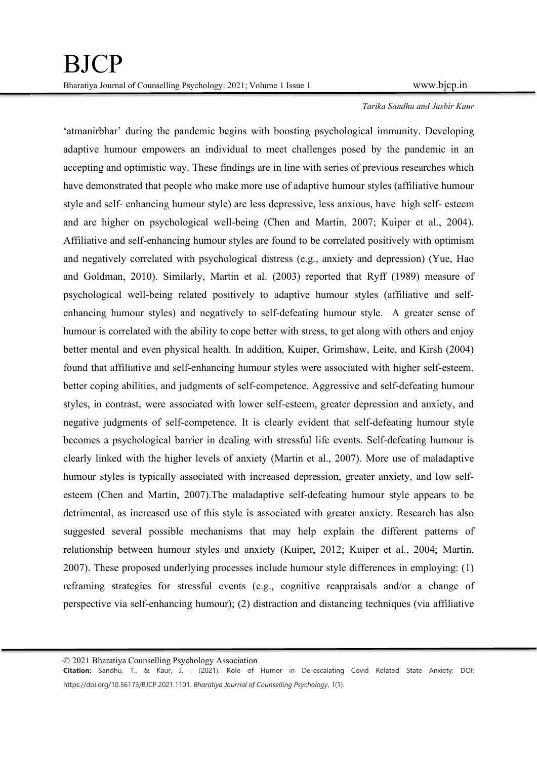'atmanirbhar' during the pandemic begins with boosting psychological immunity. Developing adaptive humour empowers an individual to meet challenges posed by the pandemic in an accepting and optimistic way. These findings are in line with series of previous researches which have demonstrated that people who make more use of adaptive humour styles (affiliative humour style and self- enhancing humour style) are less depressive, less anxious, have high self- esteem and are higher on psychological well-being (Chen and Martin, 2007; Kuiper et al., 2004). Affiliative and self-enhancing humour styles are found to be correlated positively with optimism and negatively correlated with psychological distress (e.g., anxiety and depression) (Yue, Hao and Goldman, 2010). Similarly, Martin et al. (2003) reported that Ryff (1989) measure of psychological well-being related positively to adaptive humour styles (affiliative and self-enhancing humour styles) and negatively to self-defeating humour style. A greater sense of humour is correlated with the ability to cope better with stress, to get along with others and enjoy better mental and even physical health. In addition, Kuiper, Grimshaw, Leite, and Kirsh (2004) found that affiliative and self-enhancing humour styles were associated with higher self-esteem, better coping abilities, and judgments of self-competence. Aggressive and self-defeating humour styles, in contrast, were associated with lower self-esteem, greater depression and anxiety, and negative judgments of self-competence. It is clearly evident that self-defeating humour style becomes a psychological barrier in dealing with stressful life events. Self-defeating humour is clearly linked with the higher levels of anxiety (Martin et al., 2007). More use of maladaptive humour styles is typically associated with increased depression, greater anxiety, and low self-esteem (Chen and Martin, 2007).The maladaptive self-defeating humour style appears to be detrimental, as increased use of this style is associated with greater anxiety. Research has also suggested several possible mechanisms that may help explain the different patterns of relationship between humour styles and anxiety (Kuiper, 2012; Kuiper et al., 2004; Martin, 2007). These proposed underlying processes include humour style differences in employing: (1) reframing strategies for stressful events (e.g., cognitive reappraisals and/or a change of perspective via self-enhancing humour); (2) distraction and distancing techniques (via affiliative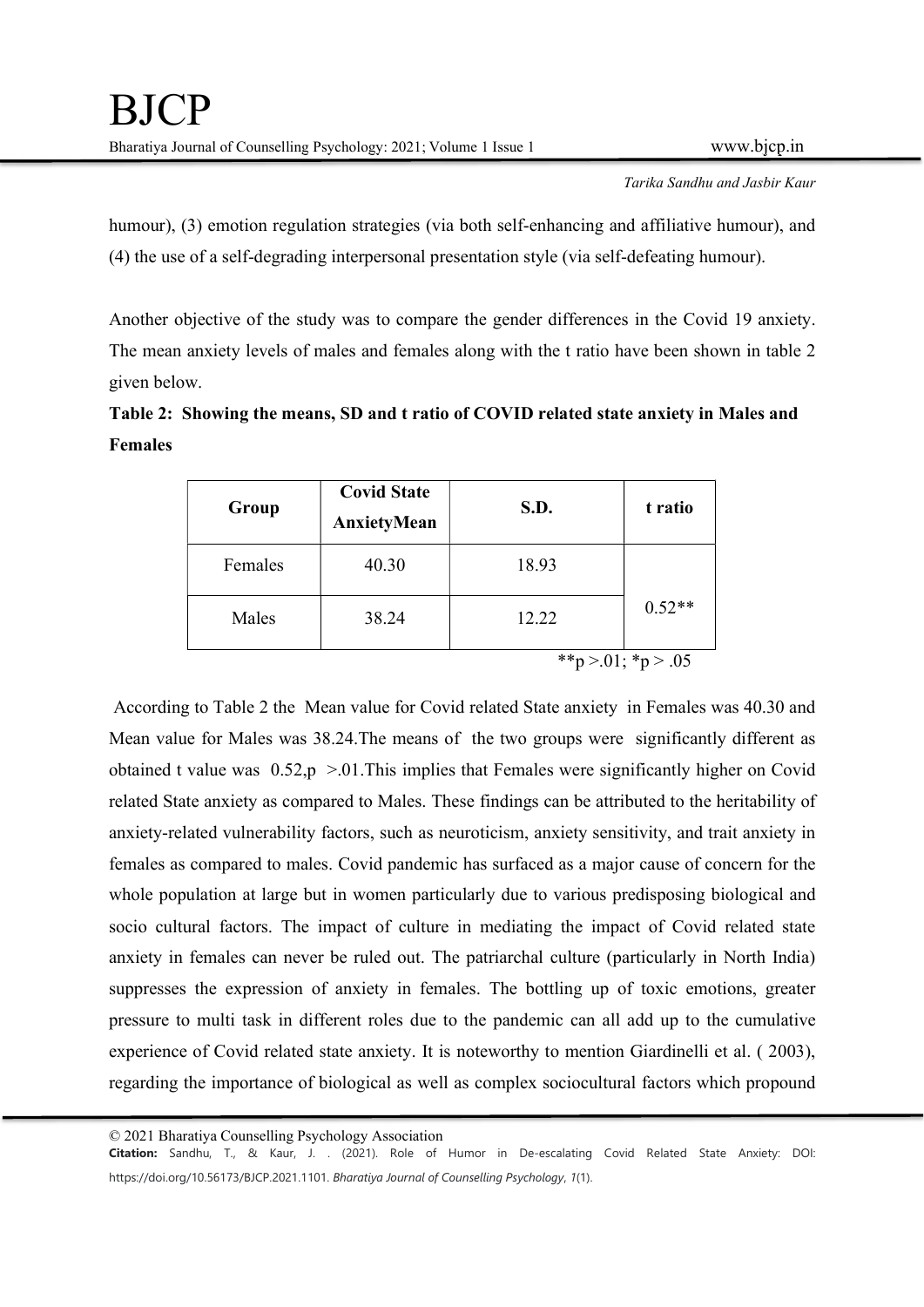humour), (3) emotion regulation strategies (via both self-enhancing and affiliative humour), and (4) the use of a self-degrading interpersonal presentation style (via self-defeating humour).

Another objective of the study was to compare the gender differences in the Covid 19 anxiety. The mean anxiety levels of males and females along with the t ratio have been shown in table 2 given below.

**Table 2: Showing the means, SD and t ratio of COVID related state anxiety in Males and Females**

| Group | Covid State AnxietyMean | S.D. | t ratio |
|---|---|---|---|
| Females | 40.30 | 18.93 | 0.52** |
| Males | 38.24 | 12.22 | |

**p >.01; *p > .05

According to Table 2 the Mean value for Covid related State anxiety in Females was 40.30 and Mean value for Males was 38.24.The means of the two groups were significantly different as obtained t value was 0.52,p >.01.This implies that Females were significantly higher on Covid related State anxiety as compared to Males. These findings can be attributed to the heritability of anxiety-related vulnerability factors, such as neuroticism, anxiety sensitivity, and trait anxiety in females as compared to males. Covid pandemic has surfaced as a major cause of concern for the whole population at large but in women particularly due to various predisposing biological and socio cultural factors. The impact of culture in mediating the impact of Covid related state anxiety in females can never be ruled out. The patriarchal culture (particularly in North India) suppresses the expression of anxiety in females. The bottling up of toxic emotions, greater pressure to multi task in different roles due to the pandemic can all add up to the cumulative experience of Covid related state anxiety. It is noteworthy to mention Giardinelli et al. ( 2003), regarding the importance of biological as well as complex sociocultural factors which propound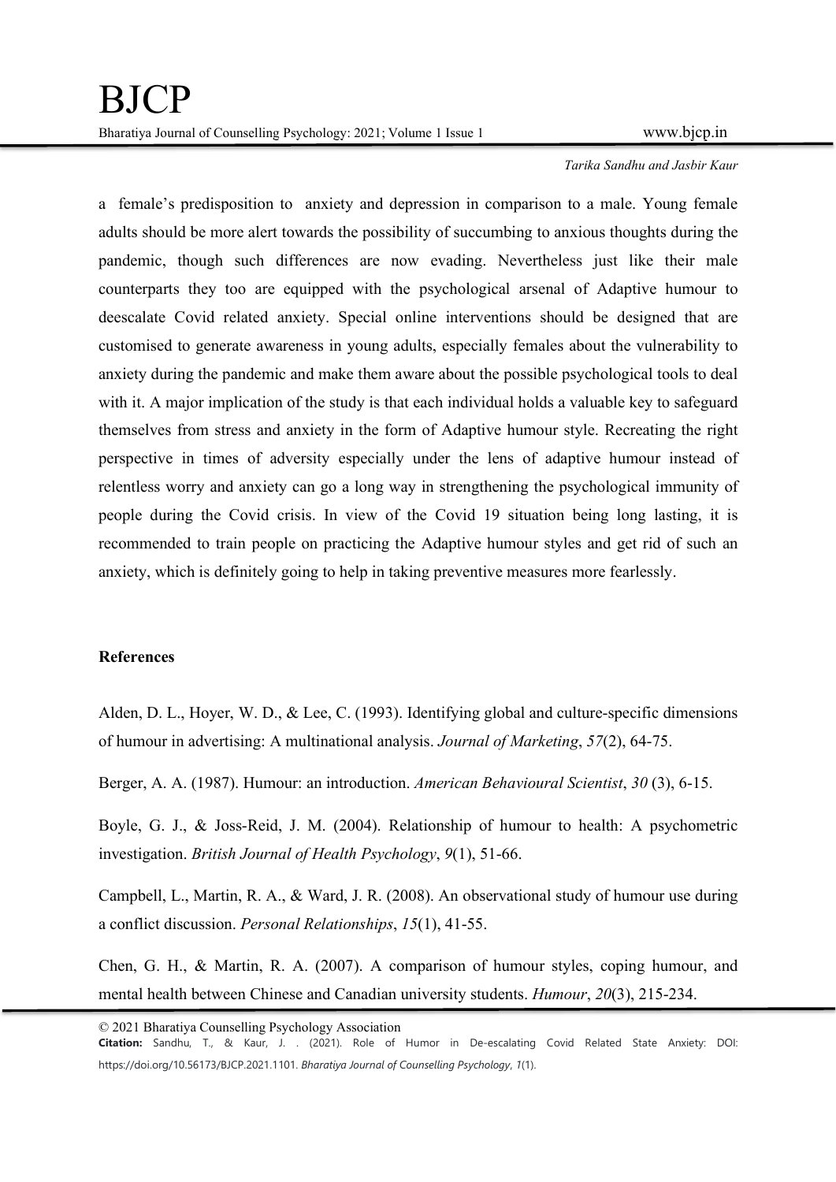a female's predisposition to anxiety and depression in comparison to a male. Young female adults should be more alert towards the possibility of succumbing to anxious thoughts during the pandemic, though such differences are now evading. Nevertheless just like their male counterparts they too are equipped with the psychological arsenal of Adaptive humour to deescalate Covid related anxiety. Special online interventions should be designed that are customised to generate awareness in young adults, especially females about the vulnerability to anxiety during the pandemic and make them aware about the possible psychological tools to deal with it. A major implication of the study is that each individual holds a valuable key to safeguard themselves from stress and anxiety in the form of Adaptive humour style. Recreating the right perspective in times of adversity especially under the lens of adaptive humour instead of relentless worry and anxiety can go a long way in strengthening the psychological immunity of people during the Covid crisis. In view of the Covid 19 situation being long lasting, it is recommended to train people on practicing the Adaptive humour styles and get rid of such an anxiety, which is definitely going to help in taking preventive measures more fearlessly.

**References**

Alden, D. L., Hoyer, W. D., & Lee, C. (1993). Identifying global and culture-specific dimensions of humour in advertising: A multinational analysis. *Journal of Marketing*, *57*(2), 64-75.

Berger, A. A. (1987). Humour: an introduction. *American Behavioural Scientist*, *30* (3), 6-15.

Boyle, G. J., & Joss-Reid, J. M. (2004). Relationship of humour to health: A psychometric investigation. *British Journal of Health Psychology*, *9*(1), 51-66.

Campbell, L., Martin, R. A., & Ward, J. R. (2008). An observational study of humour use during a conflict discussion. *Personal Relationships*, *15*(1), 41-55.

Chen, G. H., & Martin, R. A. (2007). A comparison of humour styles, coping humour, and mental health between Chinese and Canadian university students. *Humour*, *20*(3), 215-234.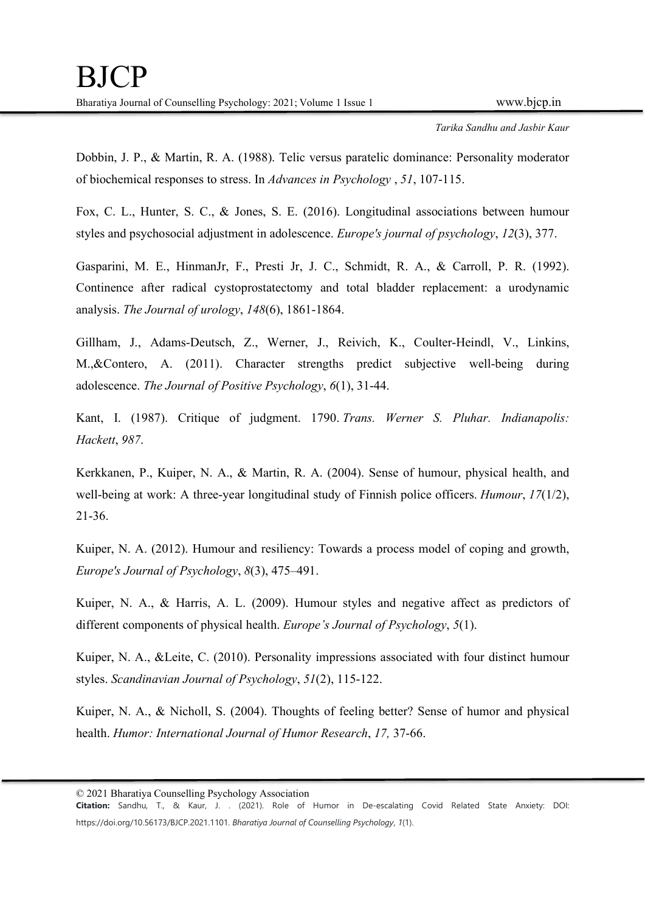Dobbin, J. P., & Martin, R. A. (1988). Telic versus paratelic dominance: Personality moderator of biochemical responses to stress. In *Advances in Psychology* , *51*, 107-115.

Fox, C. L., Hunter, S. C., & Jones, S. E. (2016). Longitudinal associations between humour styles and psychosocial adjustment in adolescence. *Europe's journal of psychology*, *12*(3), 377.

Gasparini, M. E., HinmanJr, F., Presti Jr, J. C., Schmidt, R. A., & Carroll, P. R. (1992). Continence after radical cystoprostatectomy and total bladder replacement: a urodynamic analysis. *The Journal of urology*, *148*(6), 1861-1864.

Gillham, J., Adams-Deutsch, Z., Werner, J., Reivich, K., Coulter-Heindl, V., Linkins, M.,&Contero, A. (2011). Character strengths predict subjective well-being during adolescence. *The Journal of Positive Psychology*, *6*(1), 31-44.

Kant, I. (1987). Critique of judgment. 1790. *Trans. Werner S. Pluhar. Indianapolis: Hackett*, *987*.

Kerkkanen, P., Kuiper, N. A., & Martin, R. A. (2004). Sense of humour, physical health, and well-being at work: A three-year longitudinal study of Finnish police officers. *Humour*, *17*(1/2), 21-36.

Kuiper, N. A. (2012). Humour and resiliency: Towards a process model of coping and growth, *Europe's Journal of Psychology*, *8*(3), 475–491.

Kuiper, N. A., & Harris, A. L. (2009). Humour styles and negative affect as predictors of different components of physical health. *Europe's Journal of Psychology*, *5*(1).

Kuiper, N. A., &Leite, C. (2010). Personality impressions associated with four distinct humour styles. *Scandinavian Journal of Psychology*, *51*(2), 115-122.

Kuiper, N. A., & Nicholl, S. (2004). Thoughts of feeling better? Sense of humor and physical health. *Humor: International Journal of Humor Research*, *17,* 37-66.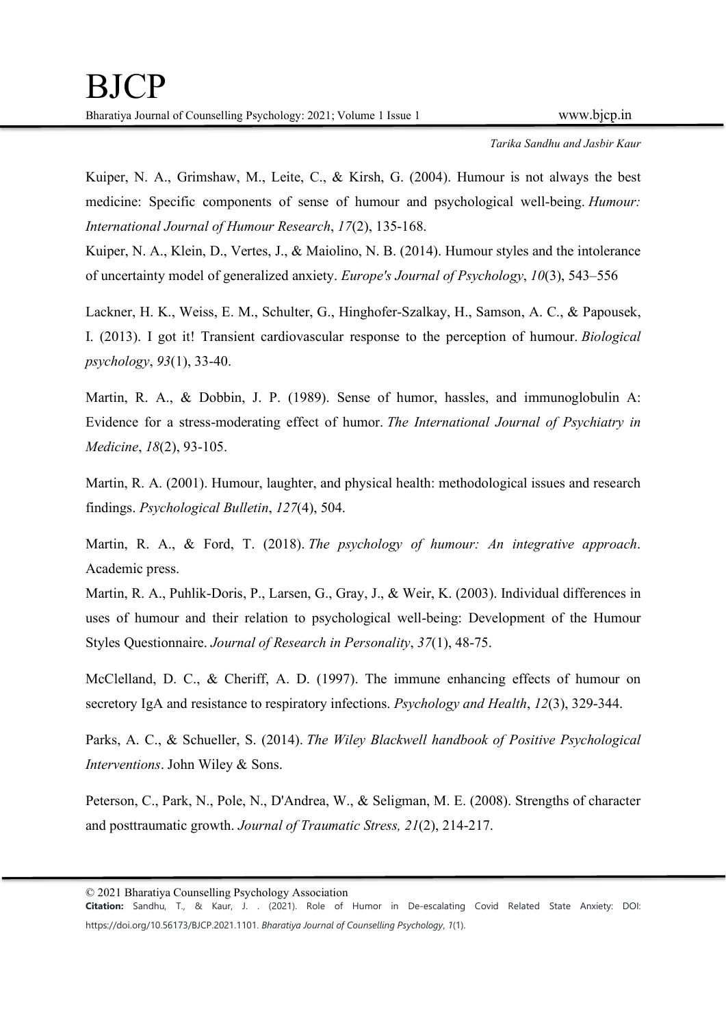Kuiper, N. A., Grimshaw, M., Leite, C., & Kirsh, G. (2004). Humour is not always the best medicine: Specific components of sense of humour and psychological well-being. *Humour: International Journal of Humour Research*, *17*(2), 135-168.

Kuiper, N. A., Klein, D., Vertes, J., & Maiolino, N. B. (2014). Humour styles and the intolerance of uncertainty model of generalized anxiety. *Europe's Journal of Psychology*, *10*(3), 543–556

Lackner, H. K., Weiss, E. M., Schulter, G., Hinghofer-Szalkay, H., Samson, A. C., & Papousek, I. (2013). I got it! Transient cardiovascular response to the perception of humour. *Biological psychology*, *93*(1), 33-40.

Martin, R. A., & Dobbin, J. P. (1989). Sense of humor, hassles, and immunoglobulin A: Evidence for a stress-moderating effect of humor. *The International Journal of Psychiatry in Medicine*, *18*(2), 93-105.

Martin, R. A. (2001). Humour, laughter, and physical health: methodological issues and research findings. *Psychological Bulletin*, *127*(4), 504.

Martin, R. A., & Ford, T. (2018). *The psychology of humour: An integrative approach*. Academic press.

Martin, R. A., Puhlik-Doris, P., Larsen, G., Gray, J., & Weir, K. (2003). Individual differences in uses of humour and their relation to psychological well-being: Development of the Humour Styles Questionnaire. *Journal of Research in Personality*, *37*(1), 48-75.

McClelland, D. C., & Cheriff, A. D. (1997). The immune enhancing effects of humour on secretory IgA and resistance to respiratory infections. *Psychology and Health*, *12*(3), 329-344.

Parks, A. C., & Schueller, S. (2014). *The Wiley Blackwell handbook of Positive Psychological Interventions*. John Wiley & Sons.

Peterson, C., Park, N., Pole, N., D'Andrea, W., & Seligman, M. E. (2008). Strengths of character and posttraumatic growth. *Journal of Traumatic Stress, 21*(2), 214-217.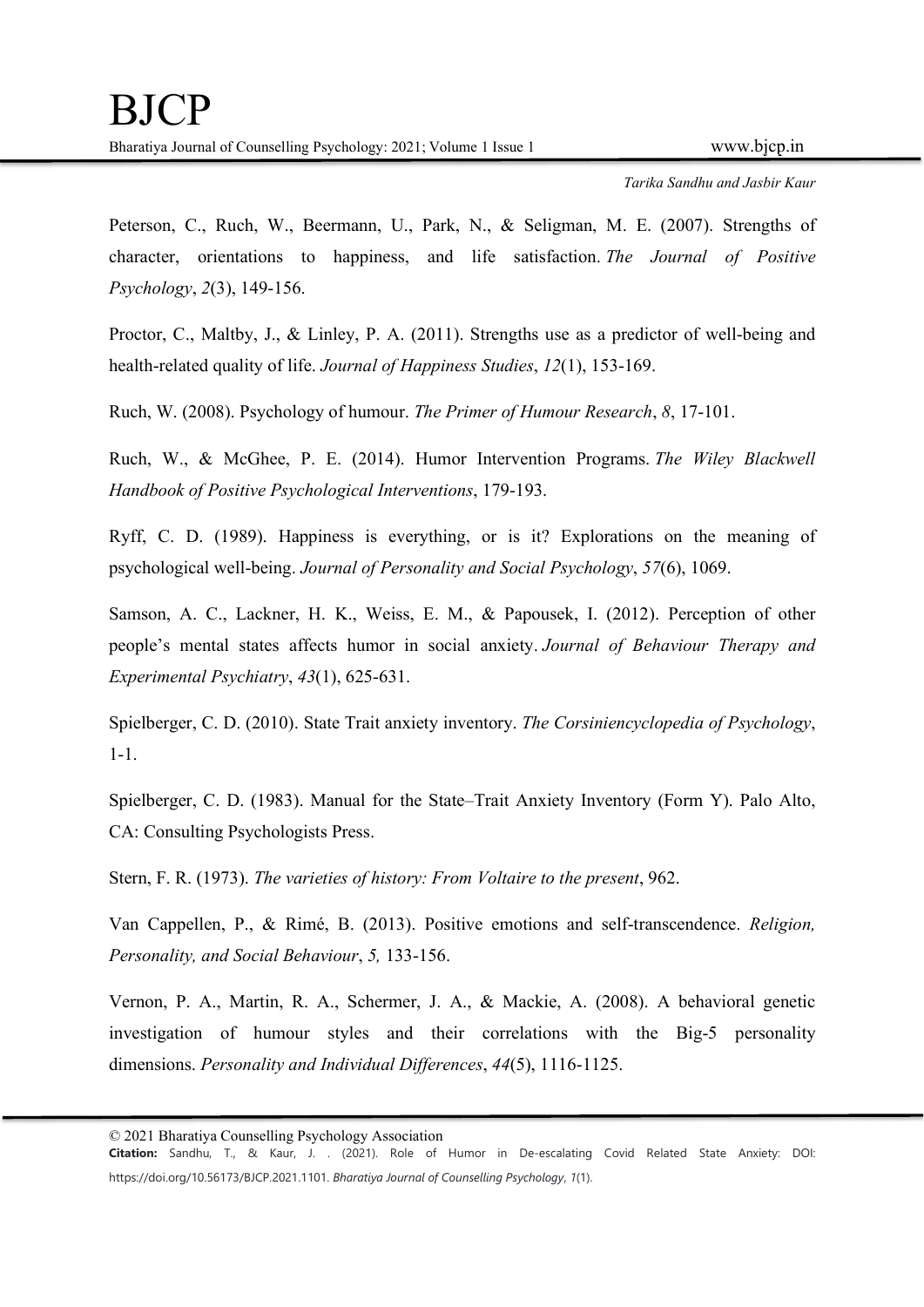Peterson, C., Ruch, W., Beermann, U., Park, N., & Seligman, M. E. (2007). Strengths of character, orientations to happiness, and life satisfaction. *The Journal of Positive Psychology*, *2*(3), 149-156.

Proctor, C., Maltby, J., & Linley, P. A. (2011). Strengths use as a predictor of well-being and health-related quality of life. *Journal of Happiness Studies*, *12*(1), 153-169.

Ruch, W. (2008). Psychology of humour. *The Primer of Humour Research*, *8*, 17-101.

Ruch, W., & McGhee, P. E. (2014). Humor Intervention Programs. *The Wiley Blackwell Handbook of Positive Psychological Interventions*, 179-193.

Ryff, C. D. (1989). Happiness is everything, or is it? Explorations on the meaning of psychological well-being. *Journal of Personality and Social Psychology*, *57*(6), 1069.

Samson, A. C., Lackner, H. K., Weiss, E. M., & Papousek, I. (2012). Perception of other people's mental states affects humor in social anxiety. *Journal of Behaviour Therapy and Experimental Psychiatry*, *43*(1), 625-631.

Spielberger, C. D. (2010). State Trait anxiety inventory. *The Corsiniencyclopedia of Psychology*, 1-1.

Spielberger, C. D. (1983). Manual for the State–Trait Anxiety Inventory (Form Y). Palo Alto, CA: Consulting Psychologists Press.

Stern, F. R. (1973). *The varieties of history: From Voltaire to the present*, 962.

Van Cappellen, P., & Rimé, B. (2013). Positive emotions and self-transcendence. *Religion, Personality, and Social Behaviour*, *5,* 133-156.

Vernon, P. A., Martin, R. A., Schermer, J. A., & Mackie, A. (2008). A behavioral genetic investigation of humour styles and their correlations with the Big-5 personality dimensions. *Personality and Individual Differences*, *44*(5), 1116-1125.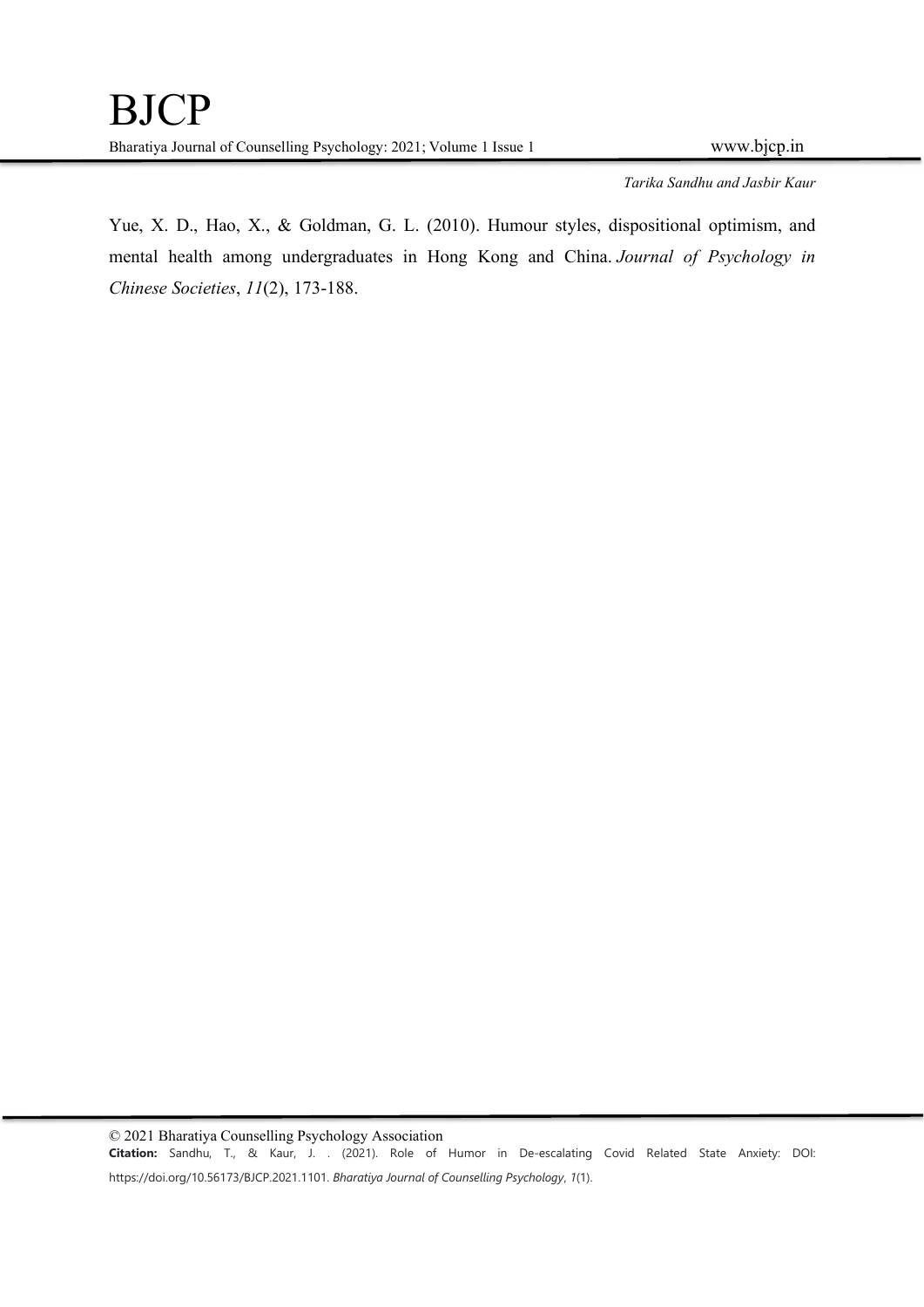Yue, X. D., Hao, X., & Goldman, G. L. (2010). Humour styles, dispositional optimism, and mental health among undergraduates in Hong Kong and China. *Journal of Psychology in Chinese Societies*, *11*(2), 173-188.